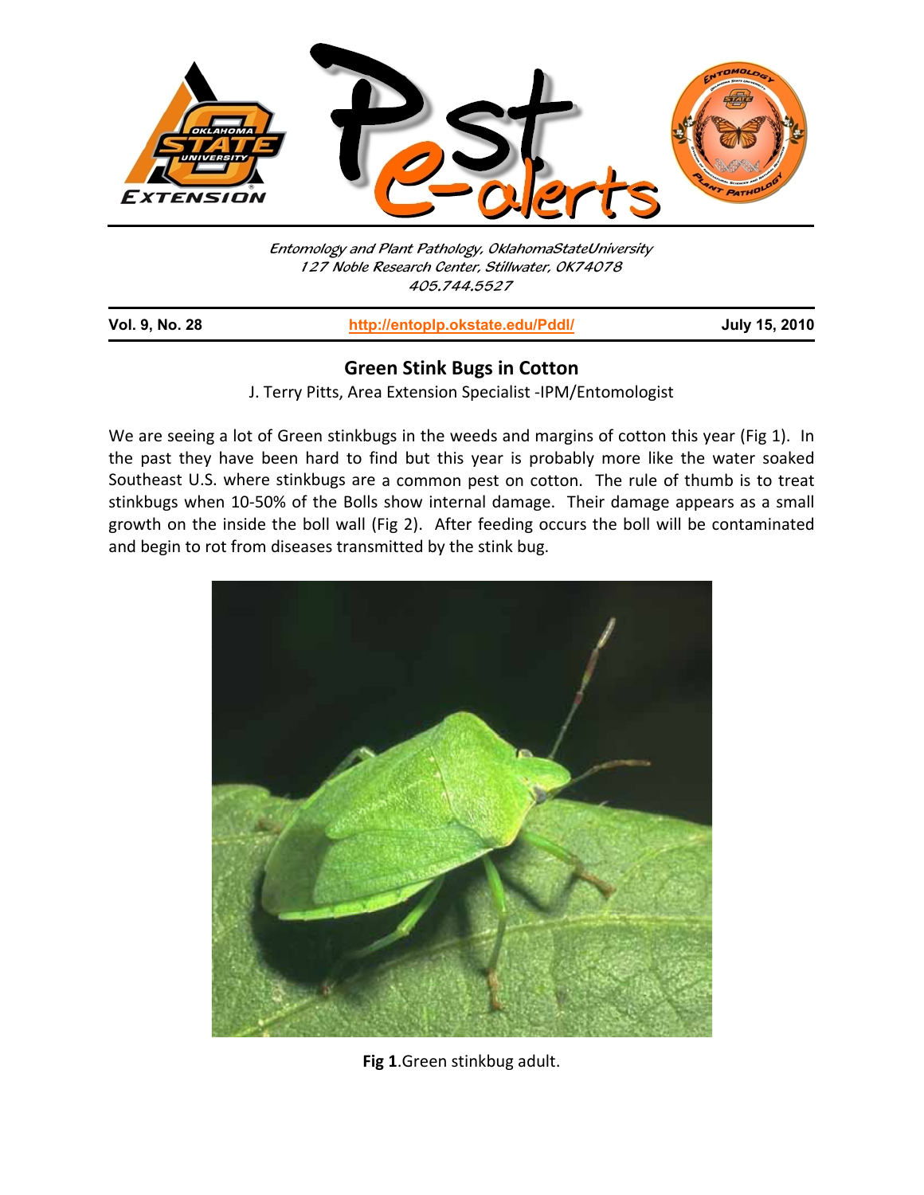Entomology and Plant Pathology, OklahomaStateUniversity
127 Noble Research Center, Stillwater, OK74078
405.744.5527

**Vol. 9, No. 28** | **http://entoplp.okstate.edu/Pddl/** | **July 15, 2010**

## Green Stink Bugs in Cotton

J. Terry Pitts, Area Extension Specialist -IPM/Entomologist

We are seeing a lot of Green stinkbugs in the weeds and margins of cotton this year (Fig 1). In the past they have been hard to find but this year is probably more like the water soaked Southeast U.S. where stinkbugs are a common pest on cotton. The rule of thumb is to treat stinkbugs when 10-50% of the Bolls show internal damage. Their damage appears as a small growth on the inside the boll wall (Fig 2). After feeding occurs the boll will be contaminated and begin to rot from diseases transmitted by the stink bug.

**Fig 1**.Green stinkbug adult.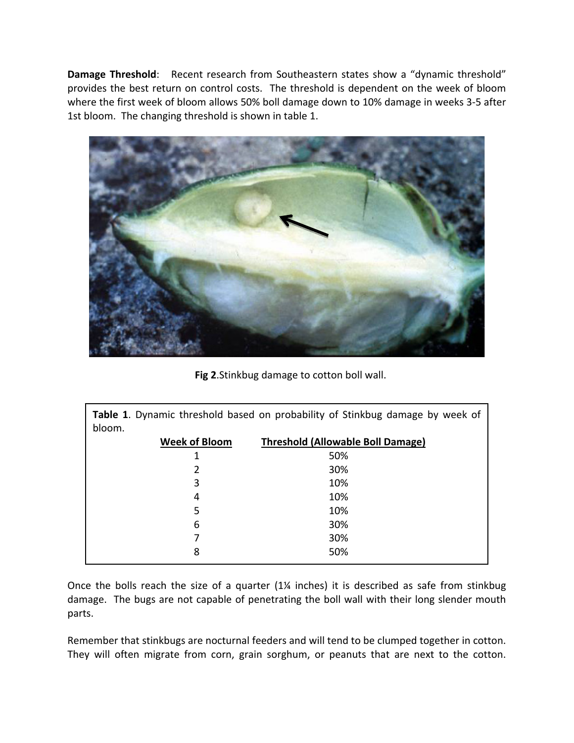**Damage Threshold**: Recent research from Southeastern states show a "dynamic threshold" provides the best return on control costs. The threshold is dependent on the week of bloom where the first week of bloom allows 50% boll damage down to 10% damage in weeks 3-5 after 1st bloom. The changing threshold is shown in table 1.

**Fig 2**.Stinkbug damage to cotton boll wall.

**Table 1**. Dynamic threshold based on probability of Stinkbug damage by week of bloom.

| Week of Bloom | Threshold (Allowable Boll Damage) |
|---|---|
| 1 | 50% |
| 2 | 30% |
| 3 | 10% |
| 4 | 10% |
| 5 | 10% |
| 6 | 30% |
| 7 | 30% |
| 8 | 50% |

Once the bolls reach the size of a quarter (1¼ inches) it is described as safe from stinkbug damage. The bugs are not capable of penetrating the boll wall with their long slender mouth parts.

Remember that stinkbugs are nocturnal feeders and will tend to be clumped together in cotton. They will often migrate from corn, grain sorghum, or peanuts that are next to the cotton.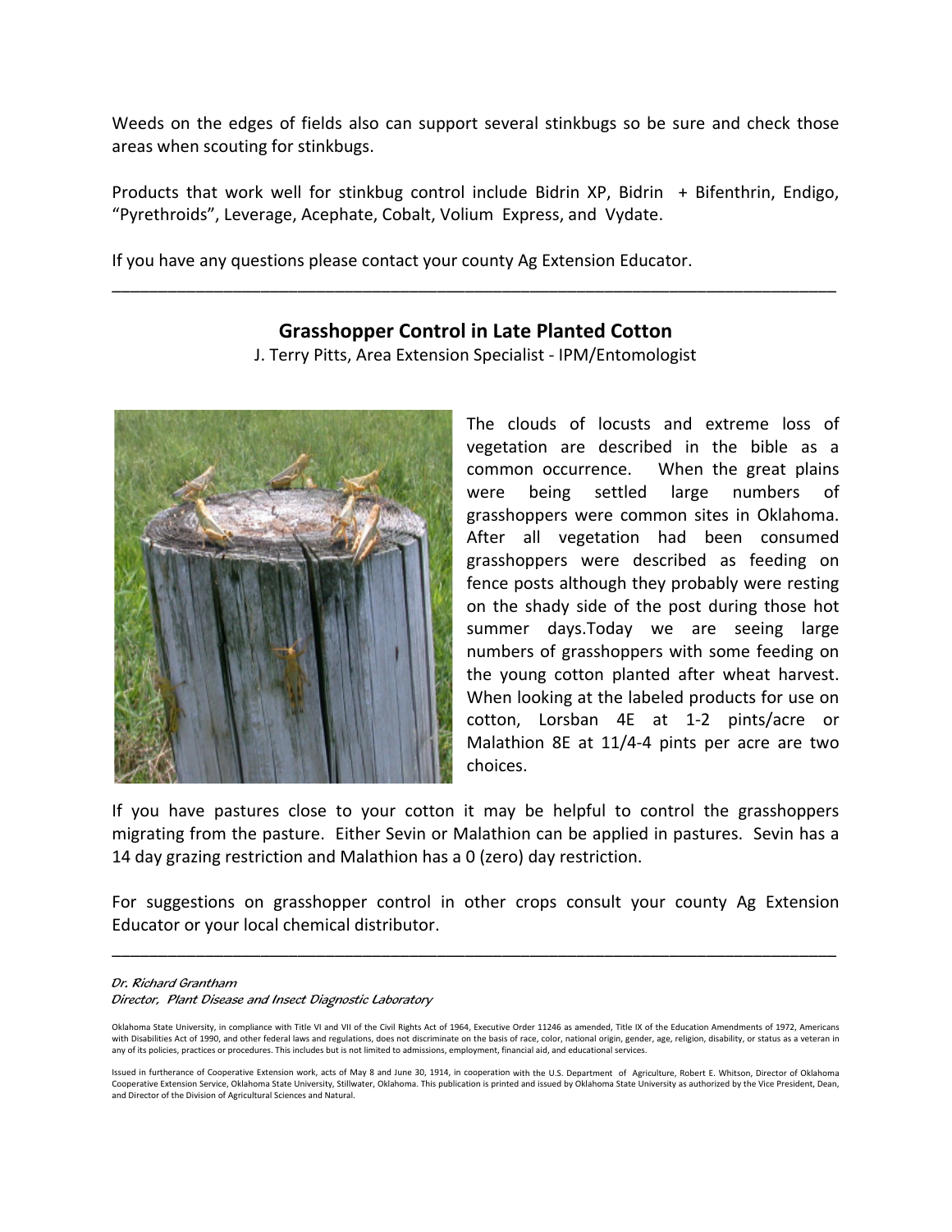Weeds on the edges of fields also can support several stinkbugs so be sure and check those areas when scouting for stinkbugs.

Products that work well for stinkbug control include Bidrin XP, Bidrin + Bifenthrin, Endigo, “Pyrethroids”, Leverage, Acephate, Cobalt, Volium Express, and Vydate.

If you have any questions please contact your county Ag Extension Educator.

---

## Grasshopper Control in Late Planted Cotton

J. Terry Pitts, Area Extension Specialist - IPM/Entomologist

The clouds of locusts and extreme loss of vegetation are described in the bible as a common occurrence. When the great plains were being settled large numbers of grasshoppers were common sites in Oklahoma. After all vegetation had been consumed grasshoppers were described as feeding on fence posts although they probably were resting on the shady side of the post during those hot summer days.Today we are seeing large numbers of grasshoppers with some feeding on the young cotton planted after wheat harvest. When looking at the labeled products for use on cotton, Lorsban 4E at 1-2 pints/acre or Malathion 8E at 11/4-4 pints per acre are two choices.

If you have pastures close to your cotton it may be helpful to control the grasshoppers migrating from the pasture. Either Sevin or Malathion can be applied in pastures. Sevin has a 14 day grazing restriction and Malathion has a 0 (zero) day restriction.

For suggestions on grasshopper control in other crops consult your county Ag Extension Educator or your local chemical distributor.

---

*Dr. Richard Grantham*
*Director, Plant Disease and Insect Diagnostic Laboratory*

Oklahoma State University, in compliance with Title VI and VII of the Civil Rights Act of 1964, Executive Order 11246 as amended, Title IX of the Education Amendments of 1972, Americans with Disabilities Act of 1990, and other federal laws and regulations, does not discriminate on the basis of race, color, national origin, gender, age, religion, disability, or status as a veteran in any of its policies, practices or procedures. This includes but is not limited to admissions, employment, financial aid, and educational services.

Issued in furtherance of Cooperative Extension work, acts of May 8 and June 30, 1914, in cooperation with the U.S. Department of Agriculture, Robert E. Whitson, Director of Oklahoma Cooperative Extension Service, Oklahoma State University, Stillwater, Oklahoma. This publication is printed and issued by Oklahoma State University as authorized by the Vice President, Dean, and Director of the Division of Agricultural Sciences and Natural.